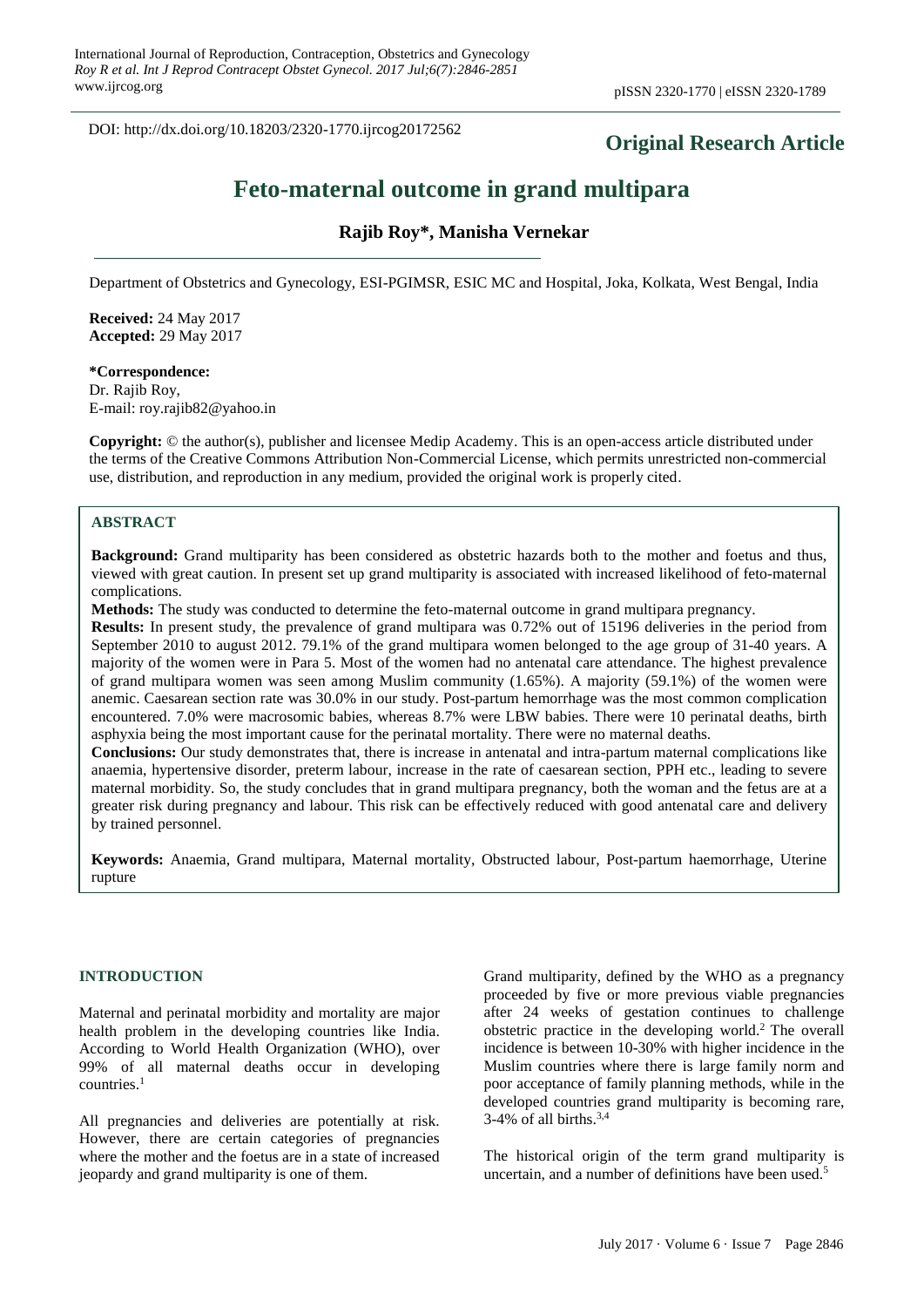DOI: http://dx.doi.org/10.18203/2320-1770.ijrcog20172562

**Original Research Article**

# Feto-maternal outcome in grand multipara

**Rajib Roy\*, Manisha Vernekar**

Department of Obstetrics and Gynecology, ESI-PGIMSR, ESIC MC and Hospital, Joka, Kolkata, West Bengal, India

**Received:** 24 May 2017
**Accepted:** 29 May 2017

**\*Correspondence:**
Dr. Rajib Roy,
E-mail: roy.rajib82@yahoo.in

**Copyright:** © the author(s), publisher and licensee Medip Academy. This is an open-access article distributed under the terms of the Creative Commons Attribution Non-Commercial License, which permits unrestricted non-commercial use, distribution, and reproduction in any medium, provided the original work is properly cited.

## ABSTRACT

**Background:** Grand multiparity has been considered as obstetric hazards both to the mother and foetus and thus, viewed with great caution. In present set up grand multiparity is associated with increased likelihood of feto-maternal complications.

**Methods:** The study was conducted to determine the feto-maternal outcome in grand multipara pregnancy.

**Results:** In present study, the prevalence of grand multipara was 0.72% out of 15196 deliveries in the period from September 2010 to august 2012. 79.1% of the grand multipara women belonged to the age group of 31-40 years. A majority of the women were in Para 5. Most of the women had no antenatal care attendance. The highest prevalence of grand multipara women was seen among Muslim community (1.65%). A majority (59.1%) of the women were anemic. Caesarean section rate was 30.0% in our study. Post-partum hemorrhage was the most common complication encountered. 7.0% were macrosomic babies, whereas 8.7% were LBW babies. There were 10 perinatal deaths, birth asphyxia being the most important cause for the perinatal mortality. There were no maternal deaths.

**Conclusions:** Our study demonstrates that, there is increase in antenatal and intra-partum maternal complications like anaemia, hypertensive disorder, preterm labour, increase in the rate of caesarean section, PPH etc., leading to severe maternal morbidity. So, the study concludes that in grand multipara pregnancy, both the woman and the fetus are at a greater risk during pregnancy and labour. This risk can be effectively reduced with good antenatal care and delivery by trained personnel.

**Keywords:** Anaemia, Grand multipara, Maternal mortality, Obstructed labour, Post-partum haemorrhage, Uterine rupture

## INTRODUCTION

Maternal and perinatal morbidity and mortality are major health problem in the developing countries like India. According to World Health Organization (WHO), over 99% of all maternal deaths occur in developing countries.[1]

All pregnancies and deliveries are potentially at risk. However, there are certain categories of pregnancies where the mother and the foetus are in a state of increased jeopardy and grand multiparity is one of them.

Grand multiparity, defined by the WHO as a pregnancy proceeded by five or more previous viable pregnancies after 24 weeks of gestation continues to challenge obstetric practice in the developing world.[2] The overall incidence is between 10-30% with higher incidence in the Muslim countries where there is large family norm and poor acceptance of family planning methods, while in the developed countries grand multiparity is becoming rare, 3-4% of all births.[3,4]

The historical origin of the term grand multiparity is uncertain, and a number of definitions have been used.[5]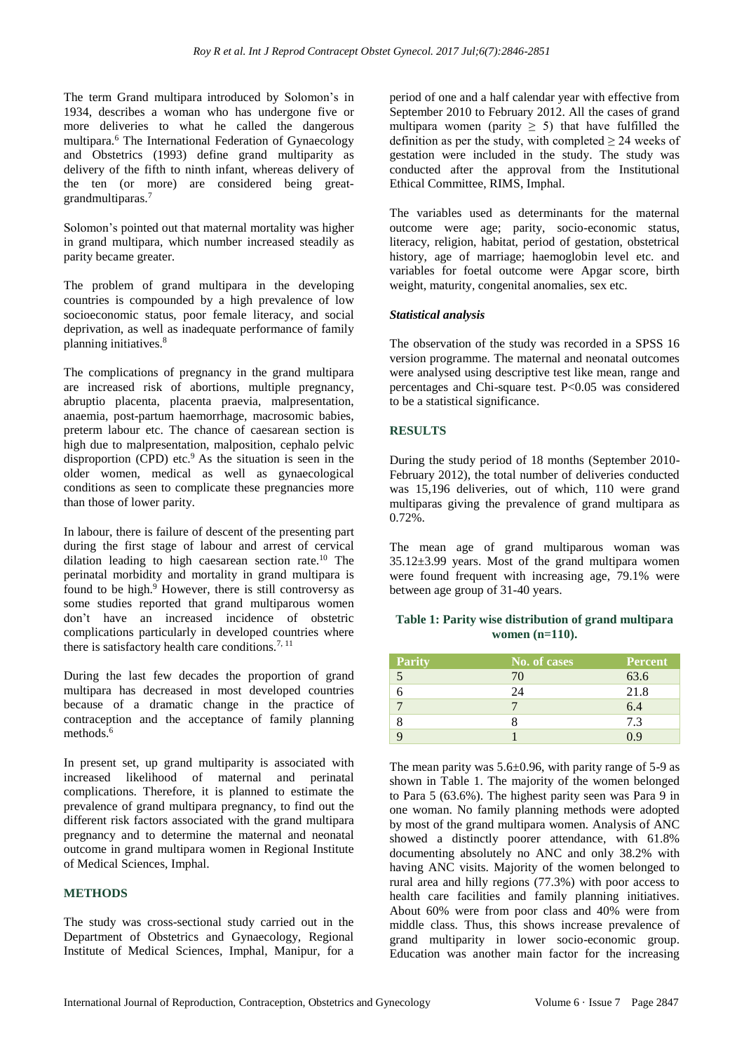The term Grand multipara introduced by Solomon's in 1934, describes a woman who has undergone five or more deliveries to what he called the dangerous multipara.[6] The International Federation of Gynaecology and Obstetrics (1993) define grand multiparity as delivery of the fifth to ninth infant, whereas delivery of the ten (or more) are considered being great-grandmultiparas.[7]

Solomon's pointed out that maternal mortality was higher in grand multipara, which number increased steadily as parity became greater.

The problem of grand multipara in the developing countries is compounded by a high prevalence of low socioeconomic status, poor female literacy, and social deprivation, as well as inadequate performance of family planning initiatives.[8]

The complications of pregnancy in the grand multipara are increased risk of abortions, multiple pregnancy, abruptio placenta, placenta praevia, malpresentation, anaemia, post-partum haemorrhage, macrosomic babies, preterm labour etc. The chance of caesarean section is high due to malpresentation, malposition, cephalo pelvic disproportion (CPD) etc.[9] As the situation is seen in the older women, medical as well as gynaecological conditions as seen to complicate these pregnancies more than those of lower parity.

In labour, there is failure of descent of the presenting part during the first stage of labour and arrest of cervical dilation leading to high caesarean section rate.[10] The perinatal morbidity and mortality in grand multipara is found to be high.[9] However, there is still controversy as some studies reported that grand multiparous women don't have an increased incidence of obstetric complications particularly in developed countries where there is satisfactory health care conditions.[7, 11]

During the last few decades the proportion of grand multipara has decreased in most developed countries because of a dramatic change in the practice of contraception and the acceptance of family planning methods.[6]

In present set, up grand multiparity is associated with increased likelihood of maternal and perinatal complications. Therefore, it is planned to estimate the prevalence of grand multipara pregnancy, to find out the different risk factors associated with the grand multipara pregnancy and to determine the maternal and neonatal outcome in grand multipara women in Regional Institute of Medical Sciences, Imphal.

## METHODS

The study was cross-sectional study carried out in the Department of Obstetrics and Gynaecology, Regional Institute of Medical Sciences, Imphal, Manipur, for a period of one and a half calendar year with effective from September 2010 to February 2012. All the cases of grand multipara women (parity $\geq$ 5) that have fulfilled the definition as per the study, with completed $\geq$ 24 weeks of gestation were included in the study. The study was conducted after the approval from the Institutional Ethical Committee, RIMS, Imphal.

The variables used as determinants for the maternal outcome were age; parity, socio-economic status, literacy, religion, period of gestation, obstetrical history, age of marriage; haemoglobin level etc. and variables for foetal outcome were Apgar score, birth weight, maturity, congenital anomalies, sex etc.

### *Statistical analysis*

The observation of the study was recorded in a SPSS 16 version programme. The maternal and neonatal outcomes were analysed using descriptive test like mean, range and percentages and Chi-square test. P<0.05 was considered to be a statistical significance.

## RESULTS

During the study period of 18 months (September 2010-February 2012), the total number of deliveries conducted was 15,196 deliveries, out of which, 110 were grand multiparas giving the prevalence of grand multipara as 0.72%.

The mean age of grand multiparous woman was 35.12±3.99 years. Most of the grand multipara women were found frequent with increasing age, 79.1% were between age group of 31-40 years.

**Table 1: Parity wise distribution of grand multipara women (n=110).**

| Parity | No. of cases | Percent |
|---|---|---|
| 5 | 70 | 63.6 |
| 6 | 24 | 21.8 |
| 7 | 7 | 6.4 |
| 8 | 8 | 7.3 |
| 9 | 1 | 0.9 |

The mean parity was 5.6±0.96, with parity range of 5-9 as shown in Table 1. The majority of the women belonged to Para 5 (63.6%). The highest parity seen was Para 9 in one woman. No family planning methods were adopted by most of the grand multipara women. Analysis of ANC showed a distinctly poorer attendance, with 61.8% documenting absolutely no ANC and only 38.2% with having ANC visits. Majority of the women belonged to rural area and hilly regions (77.3%) with poor access to health care facilities and family planning initiatives. About 60% were from poor class and 40% were from middle class. Thus, this shows increase prevalence of grand multiparity in lower socio-economic group. Education was another main factor for the increasing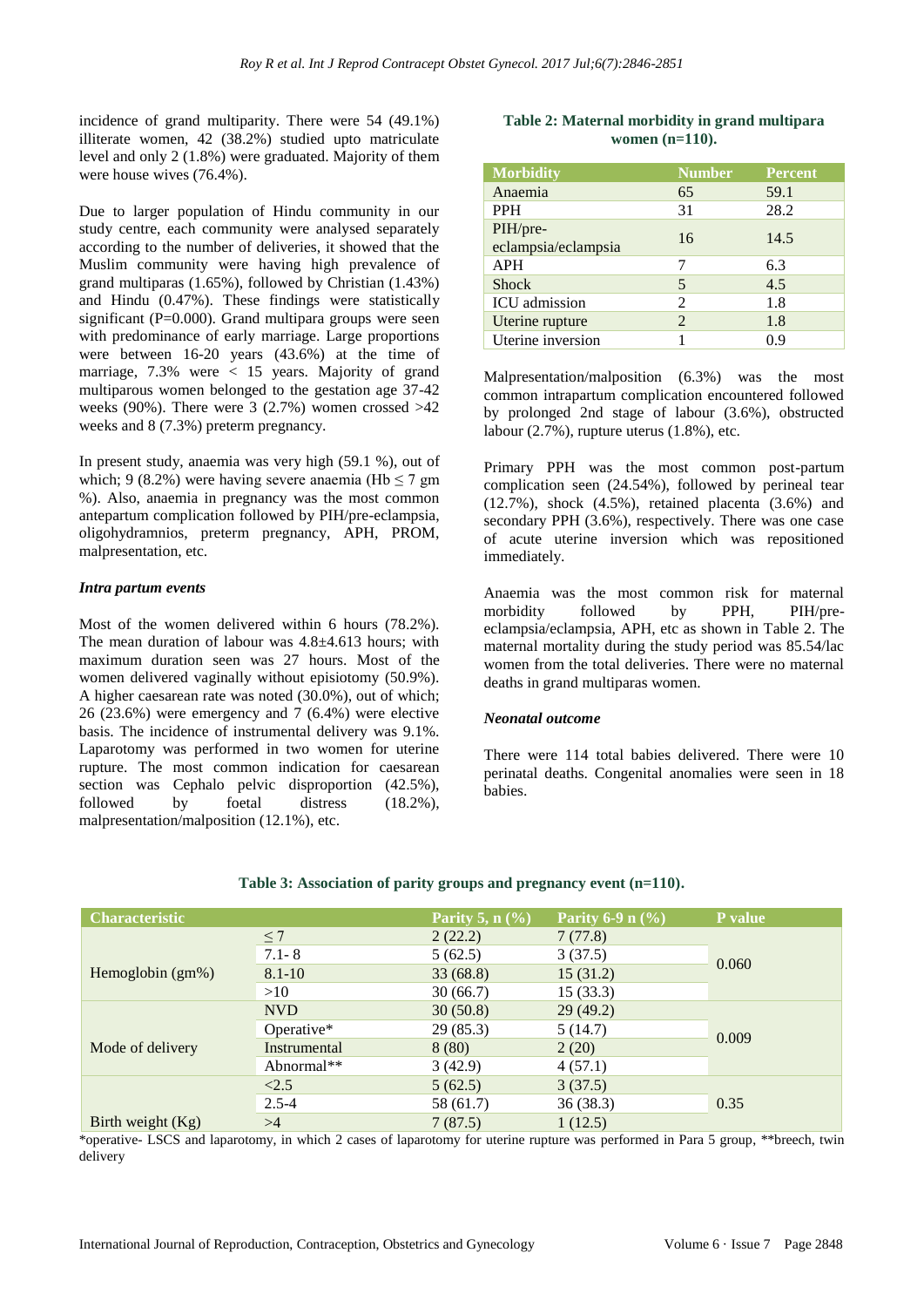incidence of grand multiparity. There were 54 (49.1%) illiterate women, 42 (38.2%) studied upto matriculate level and only 2 (1.8%) were graduated. Majority of them were house wives (76.4%).

Due to larger population of Hindu community in our study centre, each community were analysed separately according to the number of deliveries, it showed that the Muslim community were having high prevalence of grand multiparas (1.65%), followed by Christian (1.43%) and Hindu (0.47%). These findings were statistically significant (P=0.000). Grand multipara groups were seen with predominance of early marriage. Large proportions were between 16-20 years (43.6%) at the time of marriage, 7.3% were < 15 years. Majority of grand multiparous women belonged to the gestation age 37-42 weeks (90%). There were 3 (2.7%) women crossed >42 weeks and 8 (7.3%) preterm pregnancy.

In present study, anaemia was very high (59.1 %), out of which; 9 (8.2%) were having severe anaemia (Hb ≤ 7 gm %). Also, anaemia in pregnancy was the most common antepartum complication followed by PIH/pre-eclampsia, oligohydramnios, preterm pregnancy, APH, PROM, malpresentation, etc.

### *Intra partum events*

Most of the women delivered within 6 hours (78.2%). The mean duration of labour was 4.8±4.613 hours; with maximum duration seen was 27 hours. Most of the women delivered vaginally without episiotomy (50.9%). A higher caesarean rate was noted (30.0%), out of which; 26 (23.6%) were emergency and 7 (6.4%) were elective basis. The incidence of instrumental delivery was 9.1%. Laparotomy was performed in two women for uterine rupture. The most common indication for caesarean section was Cephalo pelvic disproportion (42.5%), followed by foetal distress (18.2%), malpresentation/malposition (12.1%), etc.

**Table 2: Maternal morbidity in grand multipara women (n=110).**

| Morbidity | Number | Percent |
|---|---|---|
| Anaemia | 65 | 59.1 |
| PPH | 31 | 28.2 |
| PIH/pre-eclampsia/eclampsia | 16 | 14.5 |
| APH | 7 | 6.3 |
| Shock | 5 | 4.5 |
| ICU admission | 2 | 1.8 |
| Uterine rupture | 2 | 1.8 |
| Uterine inversion | 1 | 0.9 |

Malpresentation/malposition (6.3%) was the most common intrapartum complication encountered followed by prolonged 2nd stage of labour (3.6%), obstructed labour (2.7%), rupture uterus (1.8%), etc.

Primary PPH was the most common post-partum complication seen (24.54%), followed by perineal tear (12.7%), shock (4.5%), retained placenta (3.6%) and secondary PPH (3.6%), respectively. There was one case of acute uterine inversion which was repositioned immediately.

Anaemia was the most common risk for maternal morbidity followed by PPH, PIH/pre-eclampsia/eclampsia, APH, etc as shown in Table 2. The maternal mortality during the study period was 85.54/lac women from the total deliveries. There were no maternal deaths in grand multiparas women.

### *Neonatal outcome*

There were 114 total babies delivered. There were 10 perinatal deaths. Congenital anomalies were seen in 18 babies.

**Table 3: Association of parity groups and pregnancy event (n=110).**

| Characteristic | | Parity 5, n (%) | Parity 6-9 n (%) | P value |
|---|---|---|---|---|
| Hemoglobin (gm%) | ≤ 7 | 2 (22.2) | 7 (77.8) | 0.060 |
| | 7.1- 8 | 5 (62.5) | 3 (37.5) | |
| | 8.1-10 | 33 (68.8) | 15 (31.2) | |
| | >10 | 30 (66.7) | 15 (33.3) | |
| Mode of delivery | NVD | 30 (50.8) | 29 (49.2) | 0.009 |
| | Operative* | 29 (85.3) | 5 (14.7) | |
| | Instrumental | 8 (80) | 2 (20) | |
| | Abnormal** | 3 (42.9) | 4 (57.1) | |
| Birth weight (Kg) | <2.5 | 5 (62.5) | 3 (37.5) | 0.35 |
| | 2.5-4 | 58 (61.7) | 36 (38.3) | |
| | >4 | 7 (87.5) | 1 (12.5) | |

*operative- LSCS and laparotomy, in which 2 cases of laparotomy for uterine rupture was performed in Para 5 group, **breech, twin delivery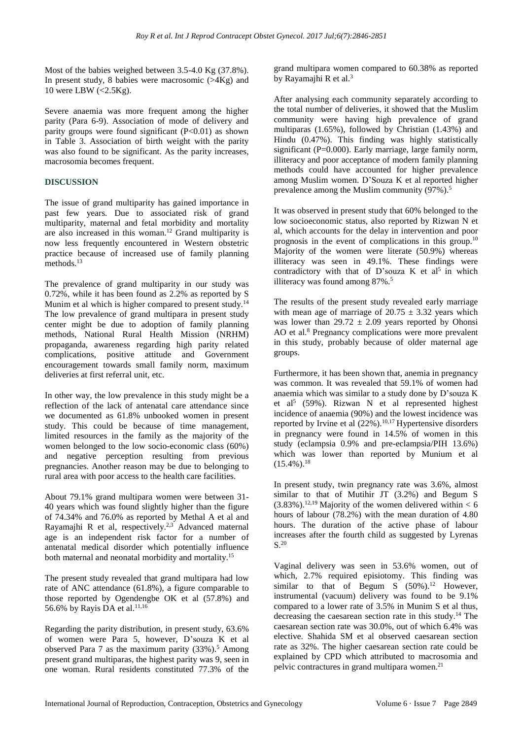Most of the babies weighed between 3.5-4.0 Kg (37.8%). In present study, 8 babies were macrosomic (>4Kg) and 10 were LBW (<2.5Kg).

Severe anaemia was more frequent among the higher parity (Para 6-9). Association of mode of delivery and parity groups were found significant (P<0.01) as shown in Table 3. Association of birth weight with the parity was also found to be significant. As the parity increases, macrosomia becomes frequent.

## DISCUSSION

The issue of grand multiparity has gained importance in past few years. Due to associated risk of grand multiparity, maternal and fetal morbidity and mortality are also increased in this woman.[12] Grand multiparity is now less frequently encountered in Western obstetric practice because of increased use of family planning methods.[13]

The prevalence of grand multiparity in our study was 0.72%, while it has been found as 2.2% as reported by S Munim et al which is higher compared to present study.[14] The low prevalence of grand multipara in present study center might be due to adoption of family planning methods, National Rural Health Mission (NRHM) propaganda, awareness regarding high parity related complications, positive attitude and Government encouragement towards small family norm, maximum deliveries at first referral unit, etc.

In other way, the low prevalence in this study might be a reflection of the lack of antenatal care attendance since we documented as 61.8% unbooked women in present study. This could be because of time management, limited resources in the family as the majority of the women belonged to the low socio-economic class (60%) and negative perception resulting from previous pregnancies. Another reason may be due to belonging to rural area with poor access to the health care facilities.

About 79.1% grand multipara women were between 31-40 years which was found slightly higher than the figure of 74.34% and 76.0% as reported by Methal A et al and Rayamajhi R et al, respectively.[2,3] Advanced maternal age is an independent risk factor for a number of antenatal medical disorder which potentially influence both maternal and neonatal morbidity and mortality.[15]

The present study revealed that grand multipara had low rate of ANC attendance (61.8%), a figure comparable to those reported by Ogendengbe OK et al (57.8%) and 56.6% by Rayis DA et al.[11,16]

Regarding the parity distribution, in present study, 63.6% of women were Para 5, however, D'souza K et al observed Para 7 as the maximum parity (33%).[5] Among present grand multiparas, the highest parity was 9, seen in one woman. Rural residents constituted 77.3% of the grand multipara women compared to 60.38% as reported by Rayamajhi R et al.[3]

After analysing each community separately according to the total number of deliveries, it showed that the Muslim community were having high prevalence of grand multiparas (1.65%), followed by Christian (1.43%) and Hindu (0.47%). This finding was highly statistically significant (P=0.000). Early marriage, large family norm, illiteracy and poor acceptance of modern family planning methods could have accounted for higher prevalence among Muslim women. D'Souza K et al reported higher prevalence among the Muslim community (97%).[5]

It was observed in present study that 60% belonged to the low socioeconomic status, also reported by Rizwan N et al, which accounts for the delay in intervention and poor prognosis in the event of complications in this group.[10] Majority of the women were literate (50.9%) whereas illiteracy was seen in 49.1%. These findings were contradictory with that of D'souza K et al[5] in which illiteracy was found among 87%.[5]

The results of the present study revealed early marriage with mean age of marriage of $20.75 \pm 3.32$ years which was lower than $29.72 \pm 2.09$ years reported by Ohonsi AO et al.[8] Pregnancy complications were more prevalent in this study, probably because of older maternal age groups.

Furthermore, it has been shown that, anemia in pregnancy was common. It was revealed that 59.1% of women had anaemia which was similar to a study done by D'souza K et al[5] (59%). Rizwan N et al represented highest incidence of anaemia (90%) and the lowest incidence was reported by Irvine et al (22%).[10,17] Hypertensive disorders in pregnancy were found in 14.5% of women in this study (eclampsia 0.9% and pre-eclampsia/PIH 13.6%) which was lower than reported by Munium et al (15.4%).[18]

In present study, twin pregnancy rate was 3.6%, almost similar to that of Mutihir JT (3.2%) and Begum S (3.83%).[12,19] Majority of the women delivered within < 6 hours of labour (78.2%) with the mean duration of 4.80 hours. The duration of the active phase of labour increases after the fourth child as suggested by Lyrenas S.[20]

Vaginal delivery was seen in 53.6% women, out of which, 2.7% required episiotomy. This finding was similar to that of Begum S (50%).[12] However, instrumental (vacuum) delivery was found to be 9.1% compared to a lower rate of 3.5% in Munim S et al thus, decreasing the caesarean section rate in this study.[14] The caesarean section rate was 30.0%, out of which 6.4% was elective. Shahida SM et al observed caesarean section rate as 32%. The higher caesarean section rate could be explained by CPD which attributed to macrosomia and pelvic contractures in grand multipara women.[21]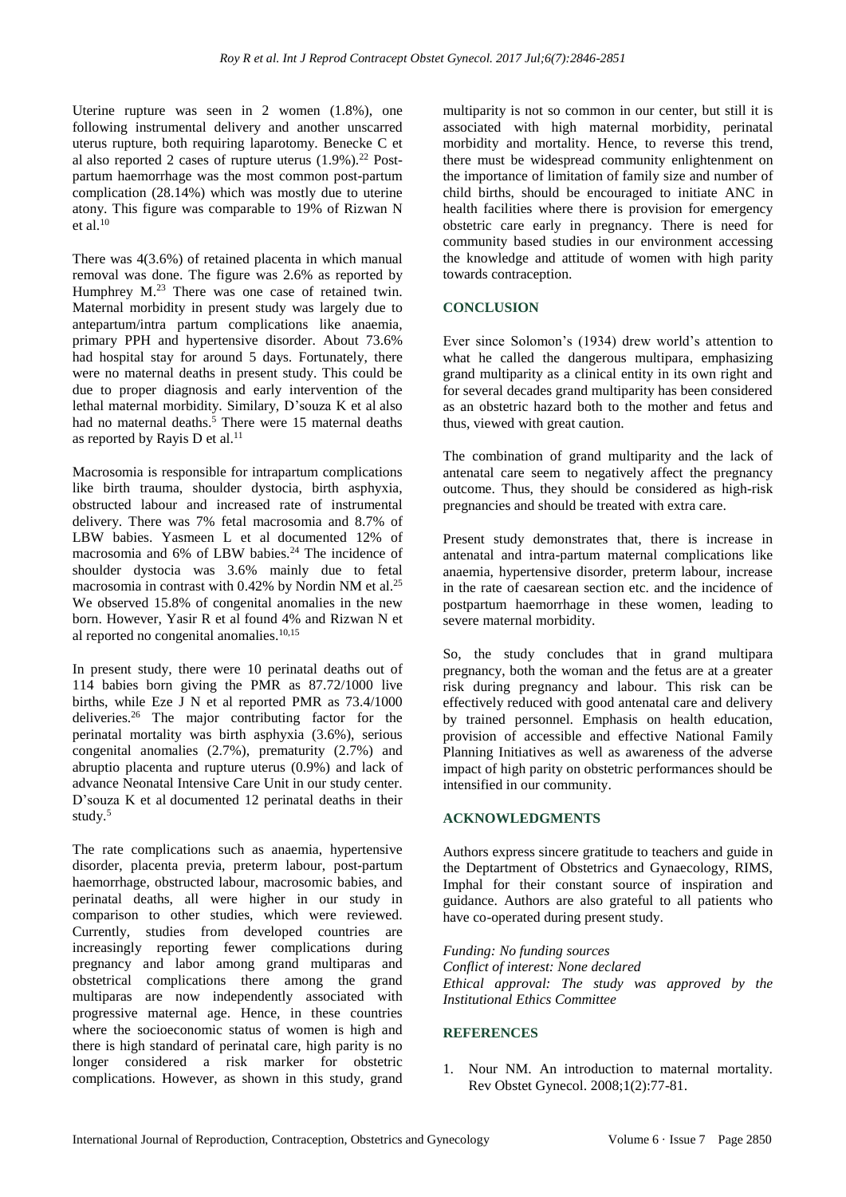Uterine rupture was seen in 2 women (1.8%), one following instrumental delivery and another unscarred uterus rupture, both requiring laparotomy. Benecke C et al also reported 2 cases of rupture uterus (1.9%).[22] Post-partum haemorrhage was the most common post-partum complication (28.14%) which was mostly due to uterine atony. This figure was comparable to 19% of Rizwan N et al.[10]

There was 4(3.6%) of retained placenta in which manual removal was done. The figure was 2.6% as reported by Humphrey M.[23] There was one case of retained twin. Maternal morbidity in present study was largely due to antepartum/intra partum complications like anaemia, primary PPH and hypertensive disorder. About 73.6% had hospital stay for around 5 days. Fortunately, there were no maternal deaths in present study. This could be due to proper diagnosis and early intervention of the lethal maternal morbidity. Similary, D'souza K et al also had no maternal deaths.[5] There were 15 maternal deaths as reported by Rayis D et al.[11]

Macrosomia is responsible for intrapartum complications like birth trauma, shoulder dystocia, birth asphyxia, obstructed labour and increased rate of instrumental delivery. There was 7% fetal macrosomia and 8.7% of LBW babies. Yasmeen L et al documented 12% of macrosomia and 6% of LBW babies.[24] The incidence of shoulder dystocia was 3.6% mainly due to fetal macrosomia in contrast with 0.42% by Nordin NM et al.[25] We observed 15.8% of congenital anomalies in the new born. However, Yasir R et al found 4% and Rizwan N et al reported no congenital anomalies.[10,15]

In present study, there were 10 perinatal deaths out of 114 babies born giving the PMR as 87.72/1000 live births, while Eze J N et al reported PMR as 73.4/1000 deliveries.[26] The major contributing factor for the perinatal mortality was birth asphyxia (3.6%), serious congenital anomalies (2.7%), prematurity (2.7%) and abruptio placenta and rupture uterus (0.9%) and lack of advance Neonatal Intensive Care Unit in our study center. D'souza K et al documented 12 perinatal deaths in their study.[5]

The rate complications such as anaemia, hypertensive disorder, placenta previa, preterm labour, post-partum haemorrhage, obstructed labour, macrosomic babies, and perinatal deaths, all were higher in our study in comparison to other studies, which were reviewed. Currently, studies from developed countries are increasingly reporting fewer complications during pregnancy and labor among grand multiparas and obstetrical complications there among the grand multiparas are now independently associated with progressive maternal age. Hence, in these countries where the socioeconomic status of women is high and there is high standard of perinatal care, high parity is no longer considered a risk marker for obstetric complications. However, as shown in this study, grand multiparity is not so common in our center, but still it is associated with high maternal morbidity, perinatal morbidity and mortality. Hence, to reverse this trend, there must be widespread community enlightenment on the importance of limitation of family size and number of child births, should be encouraged to initiate ANC in health facilities where there is provision for emergency obstetric care early in pregnancy. There is need for community based studies in our environment accessing the knowledge and attitude of women with high parity towards contraception.

## CONCLUSION

Ever since Solomon's (1934) drew world's attention to what he called the dangerous multipara, emphasizing grand multiparity as a clinical entity in its own right and for several decades grand multiparity has been considered as an obstetric hazard both to the mother and fetus and thus, viewed with great caution.

The combination of grand multiparity and the lack of antenatal care seem to negatively affect the pregnancy outcome. Thus, they should be considered as high-risk pregnancies and should be treated with extra care.

Present study demonstrates that, there is increase in antenatal and intra-partum maternal complications like anaemia, hypertensive disorder, preterm labour, increase in the rate of caesarean section etc. and the incidence of postpartum haemorrhage in these women, leading to severe maternal morbidity.

So, the study concludes that in grand multipara pregnancy, both the woman and the fetus are at a greater risk during pregnancy and labour. This risk can be effectively reduced with good antenatal care and delivery by trained personnel. Emphasis on health education, provision of accessible and effective National Family Planning Initiatives as well as awareness of the adverse impact of high parity on obstetric performances should be intensified in our community.

## ACKNOWLEDGMENTS

Authors express sincere gratitude to teachers and guide in the Deptartment of Obstetrics and Gynaecology, RIMS, Imphal for their constant source of inspiration and guidance. Authors are also grateful to all patients who have co-operated during present study.

*Funding: No funding sources*
*Conflict of interest: None declared*
*Ethical approval: The study was approved by the Institutional Ethics Committee*

## REFERENCES

1. Nour NM. An introduction to maternal mortality. Rev Obstet Gynecol. 2008;1(2):77-81.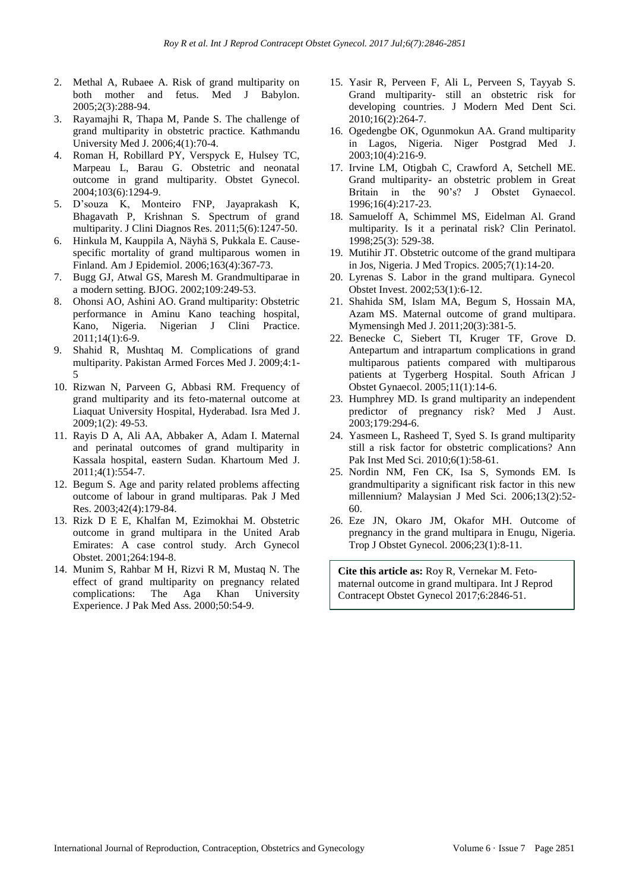2. Methal A, Rubaee A. Risk of grand multiparity on both mother and fetus. Med J Babylon. 2005;2(3):288-94.
3. Rayamajhi R, Thapa M, Pande S. The challenge of grand multiparity in obstetric practice. Kathmandu University Med J. 2006;4(1):70-4.
4. Roman H, Robillard PY, Verspyck E, Hulsey TC, Marpeau L, Barau G. Obstetric and neonatal outcome in grand multiparity. Obstet Gynecol. 2004;103(6):1294-9.
5. D'souza K, Monteiro FNP, Jayaprakash K, Bhagavath P, Krishnan S. Spectrum of grand multiparity. J Clini Diagnos Res. 2011;5(6):1247-50.
6. Hinkula M, Kauppila A, Näyhä S, Pukkala E. Cause-specific mortality of grand multiparous women in Finland. Am J Epidemiol. 2006;163(4):367-73.
7. Bugg GJ, Atwal GS, Maresh M. Grandmultiparae in a modern setting. BJOG. 2002;109:249-53.
8. Ohonsi AO, Ashini AO. Grand multiparity: Obstetric performance in Aminu Kano teaching hospital, Kano, Nigeria. Nigerian J Clini Practice. 2011;14(1):6-9.
9. Shahid R, Mushtaq M. Complications of grand multiparity. Pakistan Armed Forces Med J. 2009;4:1-5
10. Rizwan N, Parveen G, Abbasi RM. Frequency of grand multiparity and its feto-maternal outcome at Liaquat University Hospital, Hyderabad. Isra Med J. 2009;1(2): 49-53.
11. Rayis D A, Ali AA, Abbaker A, Adam I. Maternal and perinatal outcomes of grand multiparity in Kassala hospital, eastern Sudan. Khartoum Med J. 2011;4(1):554-7.
12. Begum S. Age and parity related problems affecting outcome of labour in grand multiparas. Pak J Med Res. 2003;42(4):179-84.
13. Rizk D E E, Khalfan M, Ezimokhai M. Obstetric outcome in grand multipara in the United Arab Emirates: A case control study. Arch Gynecol Obstet. 2001;264:194-8.
14. Munim S, Rahbar M H, Rizvi R M, Mustaq N. The effect of grand multiparity on pregnancy related complications: The Aga Khan University Experience. J Pak Med Ass. 2000;50:54-9.
15. Yasir R, Perveen F, Ali L, Perveen S, Tayyab S. Grand multiparity- still an obstetric risk for developing countries. J Modern Med Dent Sci. 2010;16(2):264-7.
16. Ogedengbe OK, Ogunmokun AA. Grand multiparity in Lagos, Nigeria. Niger Postgrad Med J. 2003;10(4):216-9.
17. Irvine LM, Otigbah C, Crawford A, Setchell ME. Grand multiparity- an obstetric problem in Great Britain in the 90's? J Obstet Gynaecol. 1996;16(4):217-23.
18. Samueloff A, Schimmel MS, Eidelman Al. Grand multiparity. Is it a perinatal risk? Clin Perinatol. 1998;25(3): 529-38.
19. Mutihir JT. Obstetric outcome of the grand multipara in Jos, Nigeria. J Med Tropics. 2005;7(1):14-20.
20. Lyrenas S. Labor in the grand multipara. Gynecol Obstet Invest. 2002;53(1):6-12.
21. Shahida SM, Islam MA, Begum S, Hossain MA, Azam MS. Maternal outcome of grand multipara. Mymensingh Med J. 2011;20(3):381-5.
22. Benecke C, Siebert TI, Kruger TF, Grove D. Antepartum and intrapartum complications in grand multiparous patients compared with multiparous patients at Tygerberg Hospital. South African J Obstet Gynaecol. 2005;11(1):14-6.
23. Humphrey MD. Is grand multiparity an independent predictor of pregnancy risk? Med J Aust. 2003;179:294-6.
24. Yasmeen L, Rasheed T, Syed S. Is grand multiparity still a risk factor for obstetric complications? Ann Pak Inst Med Sci. 2010;6(1):58-61.
25. Nordin NM, Fen CK, Isa S, Symonds EM. Is grandmultiparity a significant risk factor in this new millennium? Malaysian J Med Sci. 2006;13(2):52-60.
26. Eze JN, Okaro JM, Okafor MH. Outcome of pregnancy in the grand multipara in Enugu, Nigeria. Trop J Obstet Gynecol. 2006;23(1):8-11.

**Cite this article as:** Roy R, Vernekar M. Feto-maternal outcome in grand multipara. Int J Reprod Contracept Obstet Gynecol 2017;6:2846-51.